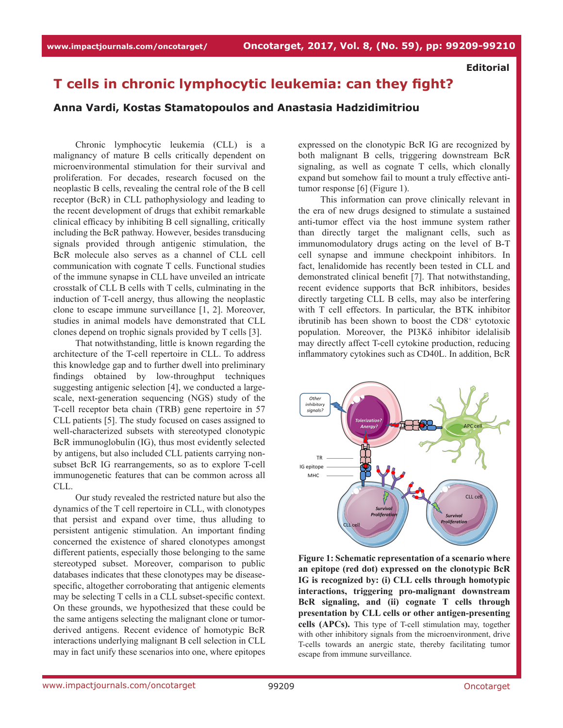Editorial

# T cells in chronic lymphocytic leukemia: can they fight?

**Anna Vardi, Kostas Stamatopoulos and Anastasia Hadzidimitriou**

Chronic lymphocytic leukemia (CLL) is a malignancy of mature B cells critically dependent on microenvironmental stimulation for their survival and proliferation. For decades, research focused on the neoplastic B cells, revealing the central role of the B cell receptor (BcR) in CLL pathophysiology and leading to the recent development of drugs that exhibit remarkable clinical efficacy by inhibiting B cell signalling, critically including the BcR pathway. However, besides transducing signals provided through antigenic stimulation, the BcR molecule also serves as a channel of CLL cell communication with cognate T cells. Functional studies of the immune synapse in CLL have unveiled an intricate crosstalk of CLL B cells with T cells, culminating in the induction of T-cell anergy, thus allowing the neoplastic clone to escape immune surveillance [1, 2]. Moreover, studies in animal models have demonstrated that CLL clones depend on trophic signals provided by T cells [3].

That notwithstanding, little is known regarding the architecture of the T-cell repertoire in CLL. To address this knowledge gap and to further dwell into preliminary findings obtained by low-throughput techniques suggesting antigenic selection [4], we conducted a large-scale, next-generation sequencing (NGS) study of the T-cell receptor beta chain (TRB) gene repertoire in 57 CLL patients [5]. The study focused on cases assigned to well-characterized subsets with stereotyped clonotypic BcR immunoglobulin (IG), thus most evidently selected by antigens, but also included CLL patients carrying non-subset BcR IG rearrangements, so as to explore T-cell immunogenetic features that can be common across all CLL.

Our study revealed the restricted nature but also the dynamics of the T cell repertoire in CLL, with clonotypes that persist and expand over time, thus alluding to persistent antigenic stimulation. An important finding concerned the existence of shared clonotypes amongst different patients, especially those belonging to the same stereotyped subset. Moreover, comparison to public databases indicates that these clonotypes may be disease-specific, altogether corroborating that antigenic elements may be selecting T cells in a CLL subset-specific context. On these grounds, we hypothesized that these could be the same antigens selecting the malignant clone or tumor-derived antigens. Recent evidence of homotypic BcR interactions underlying malignant B cell selection in CLL may in fact unify these scenarios into one, where epitopes expressed on the clonotypic BcR IG are recognized by both malignant B cells, triggering downstream BcR signaling, as well as cognate T cells, which clonally expand but somehow fail to mount a truly effective anti-tumor response [6] (Figure 1).

This information can prove clinically relevant in the era of new drugs designed to stimulate a sustained anti-tumor effect via the host immune system rather than directly target the malignant cells, such as immunomodulatory drugs acting on the level of B-T cell synapse and immune checkpoint inhibitors. In fact, lenalidomide has recently been tested in CLL and demonstrated clinical benefit [7]. That notwithstanding, recent evidence supports that BcR inhibitors, besides directly targeting CLL B cells, may also be interfering with T cell effectors. In particular, the BTK inhibitor ibrutinib has been shown to boost the CD8$^+$ cytotoxic population. Moreover, the PI3Kδ inhibitor idelalisib may directly affect T-cell cytokine production, reducing inflammatory cytokines such as CD40L. In addition, BcR

**Figure 1: Schematic representation of a scenario where an epitope (red dot) expressed on the clonotypic BcR IG is recognized by: (i) CLL cells through homotypic interactions, triggering pro-malignant downstream BcR signaling, and (ii) cognate T cells through presentation by CLL cells or other antigen-presenting cells (APCs).** This type of T-cell stimulation may, together with other inhibitory signals from the microenvironment, drive T-cells towards an anergic state, thereby facilitating tumor escape from immune surveillance.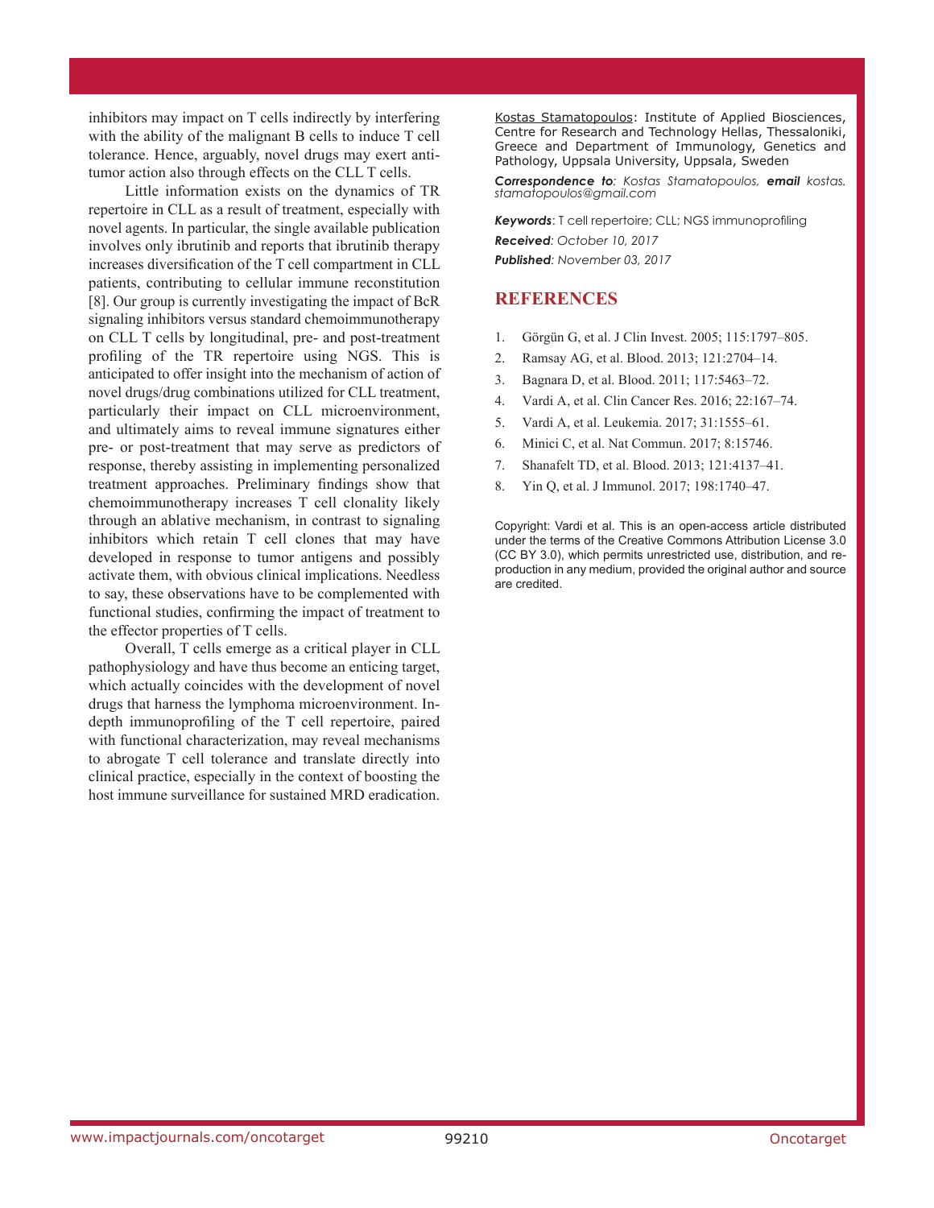inhibitors may impact on T cells indirectly by interfering with the ability of the malignant B cells to induce T cell tolerance. Hence, arguably, novel drugs may exert anti-tumor action also through effects on the CLL T cells.

Little information exists on the dynamics of TR repertoire in CLL as a result of treatment, especially with novel agents. In particular, the single available publication involves only ibrutinib and reports that ibrutinib therapy increases diversification of the T cell compartment in CLL patients, contributing to cellular immune reconstitution [8]. Our group is currently investigating the impact of BcR signaling inhibitors versus standard chemoimmunotherapy on CLL T cells by longitudinal, pre- and post-treatment profiling of the TR repertoire using NGS. This is anticipated to offer insight into the mechanism of action of novel drugs/drug combinations utilized for CLL treatment, particularly their impact on CLL microenvironment, and ultimately aims to reveal immune signatures either pre- or post-treatment that may serve as predictors of response, thereby assisting in implementing personalized treatment approaches. Preliminary findings show that chemoimmunotherapy increases T cell clonality likely through an ablative mechanism, in contrast to signaling inhibitors which retain T cell clones that may have developed in response to tumor antigens and possibly activate them, with obvious clinical implications. Needless to say, these observations have to be complemented with functional studies, confirming the impact of treatment to the effector properties of T cells.

Overall, T cells emerge as a critical player in CLL pathophysiology and have thus become an enticing target, which actually coincides with the development of novel drugs that harness the lymphoma microenvironment. In-depth immunoprofiling of the T cell repertoire, paired with functional characterization, may reveal mechanisms to abrogate T cell tolerance and translate directly into clinical practice, especially in the context of boosting the host immune surveillance for sustained MRD eradication.

Kostas Stamatopoulos: Institute of Applied Biosciences, Centre for Research and Technology Hellas, Thessaloniki, Greece and Department of Immunology, Genetics and Pathology, Uppsala University, Uppsala, Sweden

***Correspondence to**: Kostas Stamatopoulos, **email** kostas.stamatopoulos@gmail.com*

***Keywords***: T cell repertoire; CLL; NGS immunoprofiling

***Received**: October 10, 2017*

***Published**: November 03, 2017*

## REFERENCES

1. Görgün G, et al. J Clin Invest. 2005; 115:1797–805.
2. Ramsay AG, et al. Blood. 2013; 121:2704–14.
3. Bagnara D, et al. Blood. 2011; 117:5463–72.
4. Vardi A, et al. Clin Cancer Res. 2016; 22:167–74.
5. Vardi A, et al. Leukemia. 2017; 31:1555–61.
6. Minici C, et al. Nat Commun. 2017; 8:15746.
7. Shanafelt TD, et al. Blood. 2013; 121:4137–41.
8. Yin Q, et al. J Immunol. 2017; 198:1740–47.

Copyright: Vardi et al. This is an open-access article distributed under the terms of the Creative Commons Attribution License 3.0 (CC BY 3.0), which permits unrestricted use, distribution, and reproduction in any medium, provided the original author and source are credited.